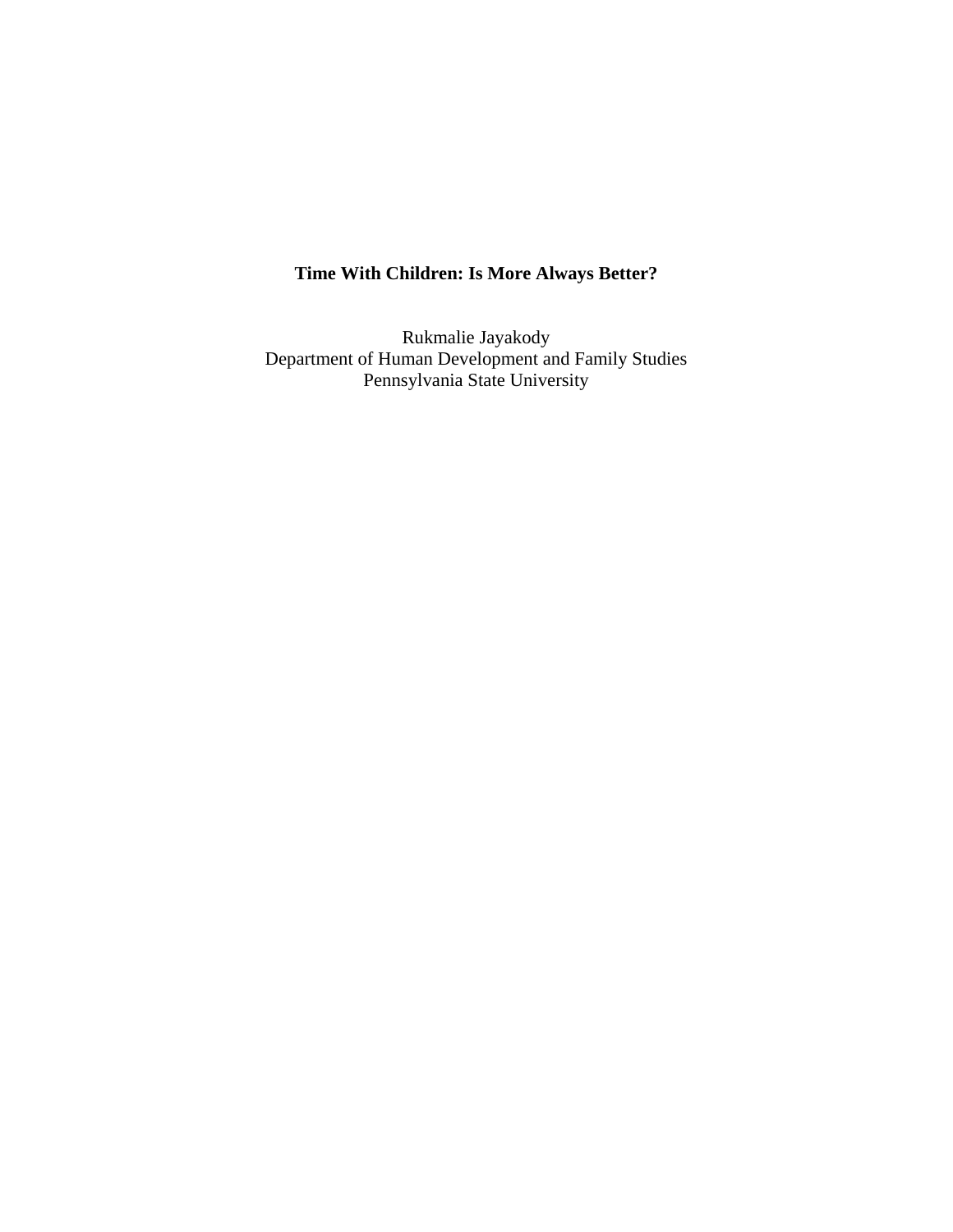# Time With Children: Is More Always Better?

Rukmalie Jayakody
Department of Human Development and Family Studies
Pennsylvania State University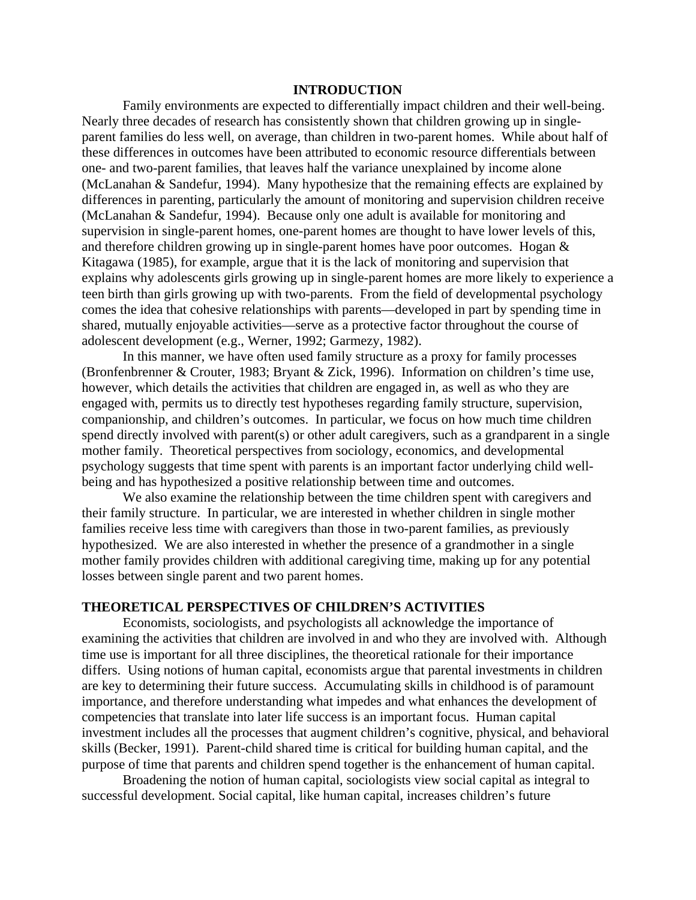## INTRODUCTION

Family environments are expected to differentially impact children and their well-being. Nearly three decades of research has consistently shown that children growing up in single-parent families do less well, on average, than children in two-parent homes. While about half of these differences in outcomes have been attributed to economic resource differentials between one- and two-parent families, that leaves half the variance unexplained by income alone (McLanahan & Sandefur, 1994). Many hypothesize that the remaining effects are explained by differences in parenting, particularly the amount of monitoring and supervision children receive (McLanahan & Sandefur, 1994). Because only one adult is available for monitoring and supervision in single-parent homes, one-parent homes are thought to have lower levels of this, and therefore children growing up in single-parent homes have poor outcomes. Hogan & Kitagawa (1985), for example, argue that it is the lack of monitoring and supervision that explains why adolescents girls growing up in single-parent homes are more likely to experience a teen birth than girls growing up with two-parents. From the field of developmental psychology comes the idea that cohesive relationships with parents—developed in part by spending time in shared, mutually enjoyable activities—serve as a protective factor throughout the course of adolescent development (e.g., Werner, 1992; Garmezy, 1982).

In this manner, we have often used family structure as a proxy for family processes (Bronfenbrenner & Crouter, 1983; Bryant & Zick, 1996). Information on children's time use, however, which details the activities that children are engaged in, as well as who they are engaged with, permits us to directly test hypotheses regarding family structure, supervision, companionship, and children's outcomes. In particular, we focus on how much time children spend directly involved with parent(s) or other adult caregivers, such as a grandparent in a single mother family. Theoretical perspectives from sociology, economics, and developmental psychology suggests that time spent with parents is an important factor underlying child well-being and has hypothesized a positive relationship between time and outcomes.

We also examine the relationship between the time children spent with caregivers and their family structure. In particular, we are interested in whether children in single mother families receive less time with caregivers than those in two-parent families, as previously hypothesized. We are also interested in whether the presence of a grandmother in a single mother family provides children with additional caregiving time, making up for any potential losses between single parent and two parent homes.

## THEORETICAL PERSPECTIVES OF CHILDREN'S ACTIVITIES

Economists, sociologists, and psychologists all acknowledge the importance of examining the activities that children are involved in and who they are involved with. Although time use is important for all three disciplines, the theoretical rationale for their importance differs. Using notions of human capital, economists argue that parental investments in children are key to determining their future success. Accumulating skills in childhood is of paramount importance, and therefore understanding what impedes and what enhances the development of competencies that translate into later life success is an important focus. Human capital investment includes all the processes that augment children's cognitive, physical, and behavioral skills (Becker, 1991). Parent-child shared time is critical for building human capital, and the purpose of time that parents and children spend together is the enhancement of human capital.

Broadening the notion of human capital, sociologists view social capital as integral to successful development. Social capital, like human capital, increases children's future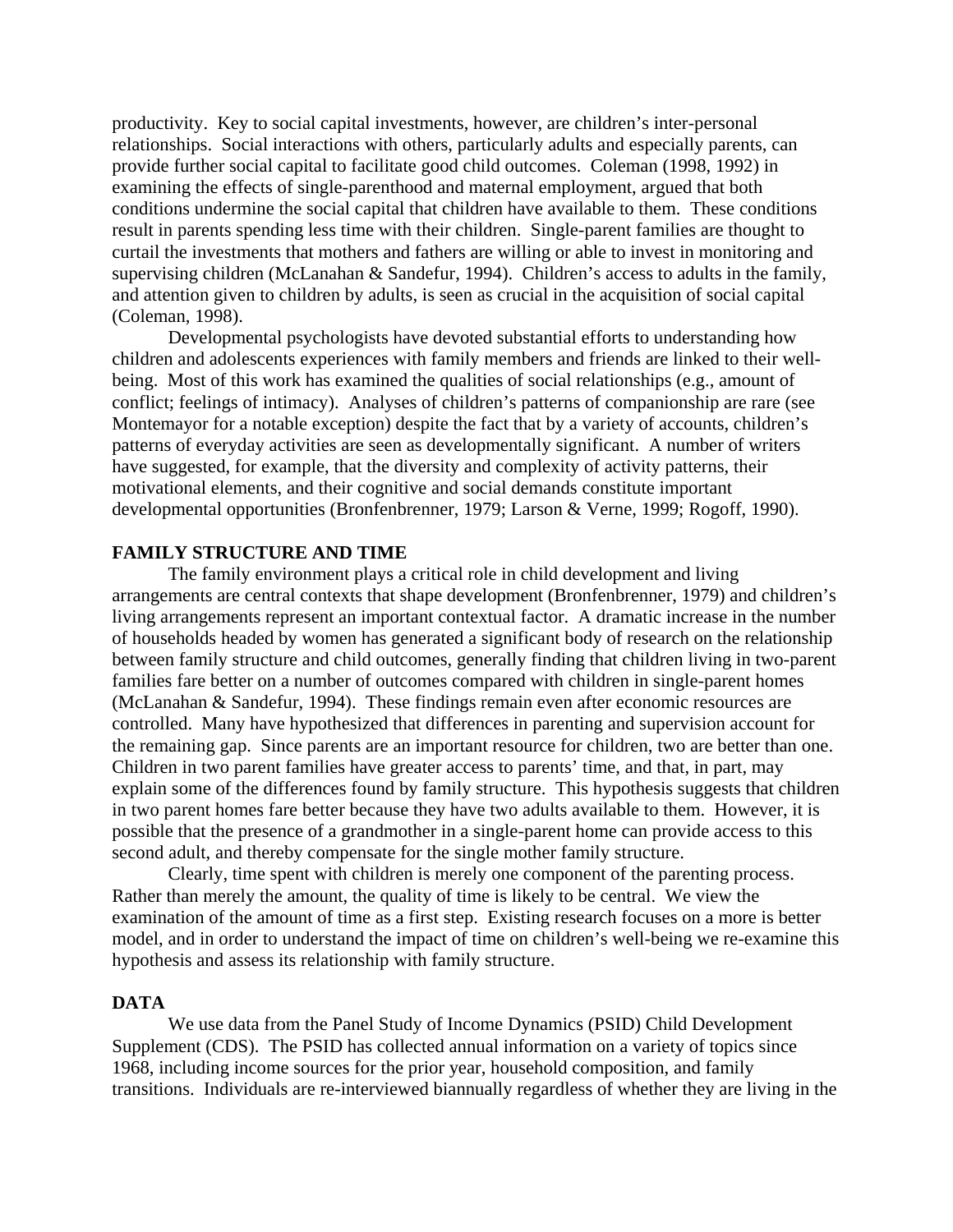productivity. Key to social capital investments, however, are children's inter-personal relationships. Social interactions with others, particularly adults and especially parents, can provide further social capital to facilitate good child outcomes. Coleman (1998, 1992) in examining the effects of single-parenthood and maternal employment, argued that both conditions undermine the social capital that children have available to them. These conditions result in parents spending less time with their children. Single-parent families are thought to curtail the investments that mothers and fathers are willing or able to invest in monitoring and supervising children (McLanahan & Sandefur, 1994). Children's access to adults in the family, and attention given to children by adults, is seen as crucial in the acquisition of social capital (Coleman, 1998).

Developmental psychologists have devoted substantial efforts to understanding how children and adolescents experiences with family members and friends are linked to their well-being. Most of this work has examined the qualities of social relationships (e.g., amount of conflict; feelings of intimacy). Analyses of children's patterns of companionship are rare (see Montemayor for a notable exception) despite the fact that by a variety of accounts, children's patterns of everyday activities are seen as developmentally significant. A number of writers have suggested, for example, that the diversity and complexity of activity patterns, their motivational elements, and their cognitive and social demands constitute important developmental opportunities (Bronfenbrenner, 1979; Larson & Verne, 1999; Rogoff, 1990).

## FAMILY STRUCTURE AND TIME

The family environment plays a critical role in child development and living arrangements are central contexts that shape development (Bronfenbrenner, 1979) and children's living arrangements represent an important contextual factor. A dramatic increase in the number of households headed by women has generated a significant body of research on the relationship between family structure and child outcomes, generally finding that children living in two-parent families fare better on a number of outcomes compared with children in single-parent homes (McLanahan & Sandefur, 1994). These findings remain even after economic resources are controlled. Many have hypothesized that differences in parenting and supervision account for the remaining gap. Since parents are an important resource for children, two are better than one. Children in two parent families have greater access to parents' time, and that, in part, may explain some of the differences found by family structure. This hypothesis suggests that children in two parent homes fare better because they have two adults available to them. However, it is possible that the presence of a grandmother in a single-parent home can provide access to this second adult, and thereby compensate for the single mother family structure.

Clearly, time spent with children is merely one component of the parenting process. Rather than merely the amount, the quality of time is likely to be central. We view the examination of the amount of time as a first step. Existing research focuses on a more is better model, and in order to understand the impact of time on children's well-being we re-examine this hypothesis and assess its relationship with family structure.

## DATA

We use data from the Panel Study of Income Dynamics (PSID) Child Development Supplement (CDS). The PSID has collected annual information on a variety of topics since 1968, including income sources for the prior year, household composition, and family transitions. Individuals are re-interviewed biannually regardless of whether they are living in the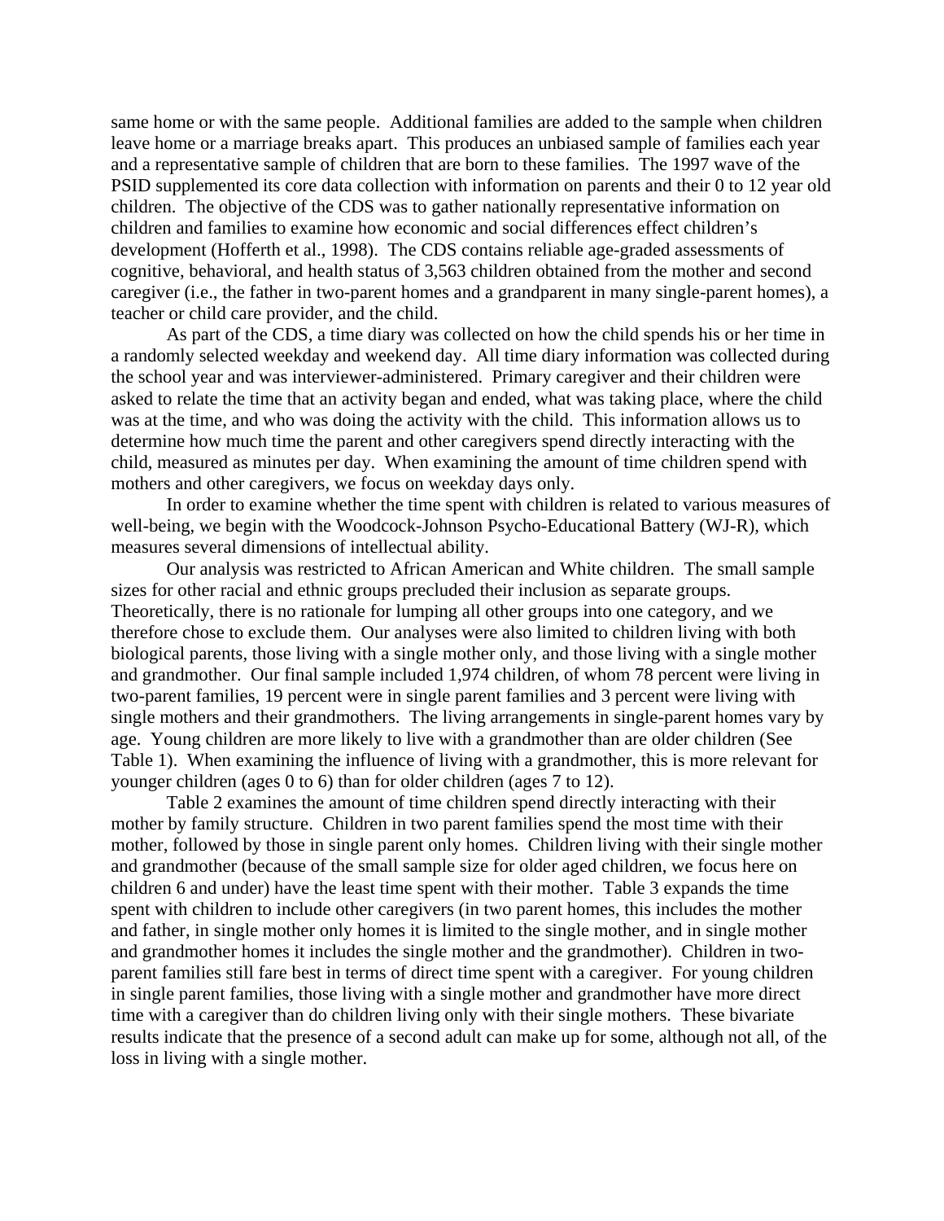same home or with the same people. Additional families are added to the sample when children leave home or a marriage breaks apart. This produces an unbiased sample of families each year and a representative sample of children that are born to these families. The 1997 wave of the PSID supplemented its core data collection with information on parents and their 0 to 12 year old children. The objective of the CDS was to gather nationally representative information on children and families to examine how economic and social differences effect children's development (Hofferth et al., 1998). The CDS contains reliable age-graded assessments of cognitive, behavioral, and health status of 3,563 children obtained from the mother and second caregiver (i.e., the father in two-parent homes and a grandparent in many single-parent homes), a teacher or child care provider, and the child.

As part of the CDS, a time diary was collected on how the child spends his or her time in a randomly selected weekday and weekend day. All time diary information was collected during the school year and was interviewer-administered. Primary caregiver and their children were asked to relate the time that an activity began and ended, what was taking place, where the child was at the time, and who was doing the activity with the child. This information allows us to determine how much time the parent and other caregivers spend directly interacting with the child, measured as minutes per day. When examining the amount of time children spend with mothers and other caregivers, we focus on weekday days only.

In order to examine whether the time spent with children is related to various measures of well-being, we begin with the Woodcock-Johnson Psycho-Educational Battery (WJ-R), which measures several dimensions of intellectual ability.

Our analysis was restricted to African American and White children. The small sample sizes for other racial and ethnic groups precluded their inclusion as separate groups. Theoretically, there is no rationale for lumping all other groups into one category, and we therefore chose to exclude them. Our analyses were also limited to children living with both biological parents, those living with a single mother only, and those living with a single mother and grandmother. Our final sample included 1,974 children, of whom 78 percent were living in two-parent families, 19 percent were in single parent families and 3 percent were living with single mothers and their grandmothers. The living arrangements in single-parent homes vary by age. Young children are more likely to live with a grandmother than are older children (See Table 1). When examining the influence of living with a grandmother, this is more relevant for younger children (ages 0 to 6) than for older children (ages 7 to 12).

Table 2 examines the amount of time children spend directly interacting with their mother by family structure. Children in two parent families spend the most time with their mother, followed by those in single parent only homes. Children living with their single mother and grandmother (because of the small sample size for older aged children, we focus here on children 6 and under) have the least time spent with their mother. Table 3 expands the time spent with children to include other caregivers (in two parent homes, this includes the mother and father, in single mother only homes it is limited to the single mother, and in single mother and grandmother homes it includes the single mother and the grandmother). Children in two-parent families still fare best in terms of direct time spent with a caregiver. For young children in single parent families, those living with a single mother and grandmother have more direct time with a caregiver than do children living only with their single mothers. These bivariate results indicate that the presence of a second adult can make up for some, although not all, of the loss in living with a single mother.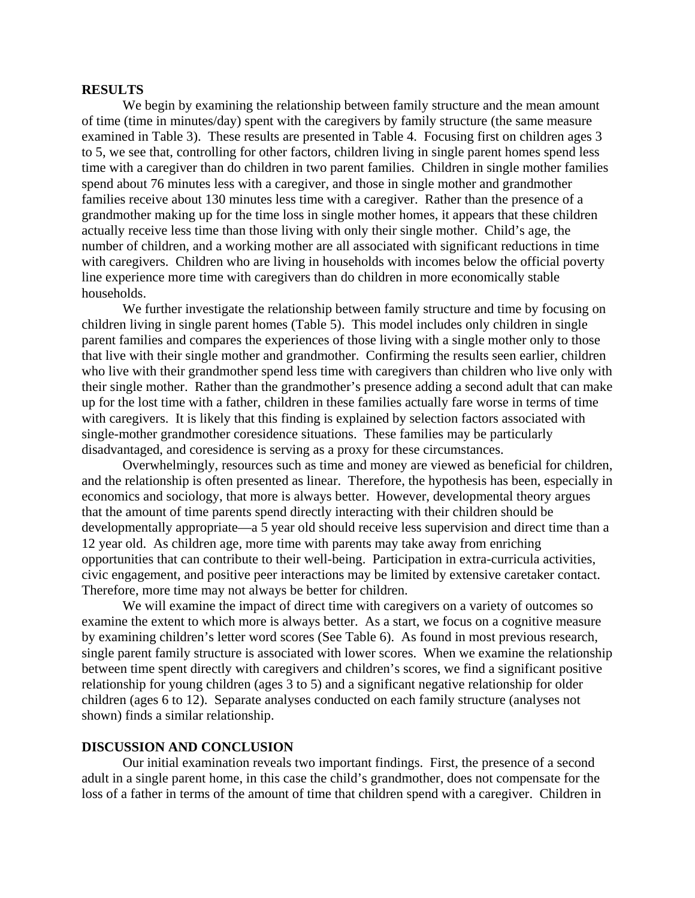## RESULTS

We begin by examining the relationship between family structure and the mean amount of time (time in minutes/day) spent with the caregivers by family structure (the same measure examined in Table 3). These results are presented in Table 4. Focusing first on children ages 3 to 5, we see that, controlling for other factors, children living in single parent homes spend less time with a caregiver than do children in two parent families. Children in single mother families spend about 76 minutes less with a caregiver, and those in single mother and grandmother families receive about 130 minutes less time with a caregiver. Rather than the presence of a grandmother making up for the time loss in single mother homes, it appears that these children actually receive less time than those living with only their single mother. Child's age, the number of children, and a working mother are all associated with significant reductions in time with caregivers. Children who are living in households with incomes below the official poverty line experience more time with caregivers than do children in more economically stable households.

We further investigate the relationship between family structure and time by focusing on children living in single parent homes (Table 5). This model includes only children in single parent families and compares the experiences of those living with a single mother only to those that live with their single mother and grandmother. Confirming the results seen earlier, children who live with their grandmother spend less time with caregivers than children who live only with their single mother. Rather than the grandmother's presence adding a second adult that can make up for the lost time with a father, children in these families actually fare worse in terms of time with caregivers. It is likely that this finding is explained by selection factors associated with single-mother grandmother coresidence situations. These families may be particularly disadvantaged, and coresidence is serving as a proxy for these circumstances.

Overwhelmingly, resources such as time and money are viewed as beneficial for children, and the relationship is often presented as linear. Therefore, the hypothesis has been, especially in economics and sociology, that more is always better. However, developmental theory argues that the amount of time parents spend directly interacting with their children should be developmentally appropriate—a 5 year old should receive less supervision and direct time than a 12 year old. As children age, more time with parents may take away from enriching opportunities that can contribute to their well-being. Participation in extra-curricula activities, civic engagement, and positive peer interactions may be limited by extensive caretaker contact. Therefore, more time may not always be better for children.

We will examine the impact of direct time with caregivers on a variety of outcomes so examine the extent to which more is always better. As a start, we focus on a cognitive measure by examining children's letter word scores (See Table 6). As found in most previous research, single parent family structure is associated with lower scores. When we examine the relationship between time spent directly with caregivers and children's scores, we find a significant positive relationship for young children (ages 3 to 5) and a significant negative relationship for older children (ages 6 to 12). Separate analyses conducted on each family structure (analyses not shown) finds a similar relationship.

## DISCUSSION AND CONCLUSION

Our initial examination reveals two important findings. First, the presence of a second adult in a single parent home, in this case the child's grandmother, does not compensate for the loss of a father in terms of the amount of time that children spend with a caregiver. Children in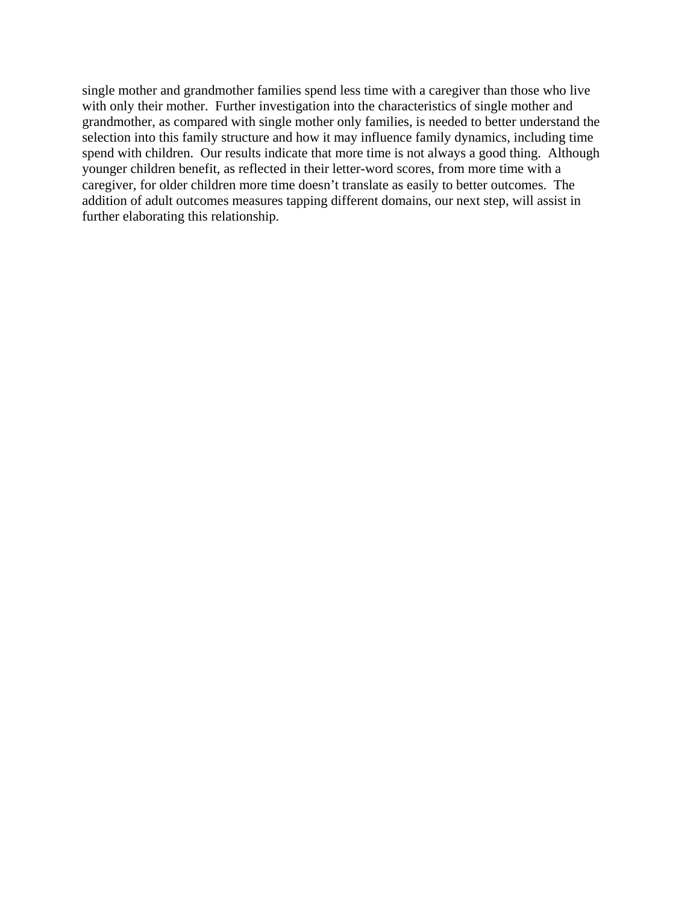single mother and grandmother families spend less time with a caregiver than those who live with only their mother. Further investigation into the characteristics of single mother and grandmother, as compared with single mother only families, is needed to better understand the selection into this family structure and how it may influence family dynamics, including time spend with children. Our results indicate that more time is not always a good thing. Although younger children benefit, as reflected in their letter-word scores, from more time with a caregiver, for older children more time doesn't translate as easily to better outcomes. The addition of adult outcomes measures tapping different domains, our next step, will assist in further elaborating this relationship.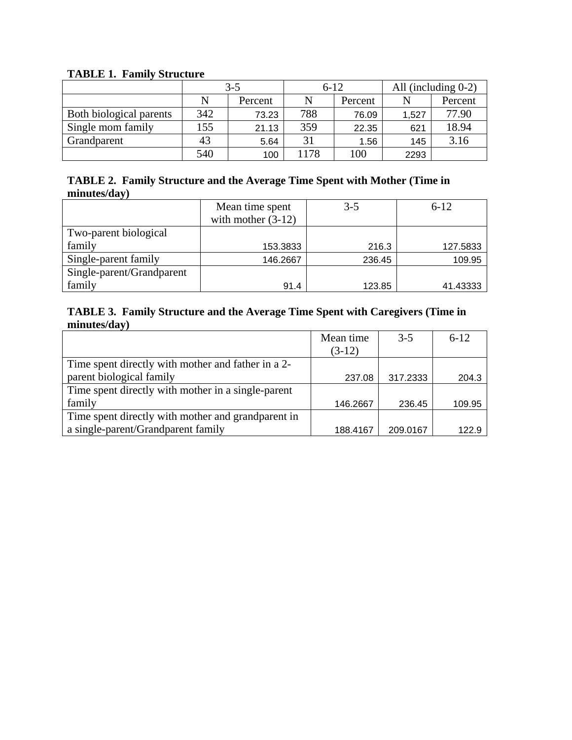**TABLE 1. Family Structure**

| | 3-5 | | 6-12 | | All (including 0-2) | |
|---|---|---|---|---|---|---|
| | N | Percent | N | Percent | N | Percent |
| Both biological parents | 342 | 73.23 | 788 | 76.09 | 1,527 | 77.90 |
| Single mom family | 155 | 21.13 | 359 | 22.35 | 621 | 18.94 |
| Grandparent | 43 | 5.64 | 31 | 1.56 | 145 | 3.16 |
| | 540 | 100 | 1178 | 100 | 2293 | |

**TABLE 2. Family Structure and the Average Time Spent with Mother (Time in minutes/day)**

| | Mean time spent with mother (3-12) | 3-5 | 6-12 |
|---|---|---|---|
| Two-parent biological family | 153.3833 | 216.3 | 127.5833 |
| Single-parent family | 146.2667 | 236.45 | 109.95 |
| Single-parent/Grandparent family | 91.4 | 123.85 | 41.43333 |

**TABLE 3. Family Structure and the Average Time Spent with Caregivers (Time in minutes/day)**

| | Mean time (3-12) | 3-5 | 6-12 |
|---|---|---|---|
| Time spent directly with mother and father in a 2-parent biological family | 237.08 | 317.2333 | 204.3 |
| Time spent directly with mother in a single-parent family | 146.2667 | 236.45 | 109.95 |
| Time spent directly with mother and grandparent in a single-parent/Grandparent family | 188.4167 | 209.0167 | 122.9 |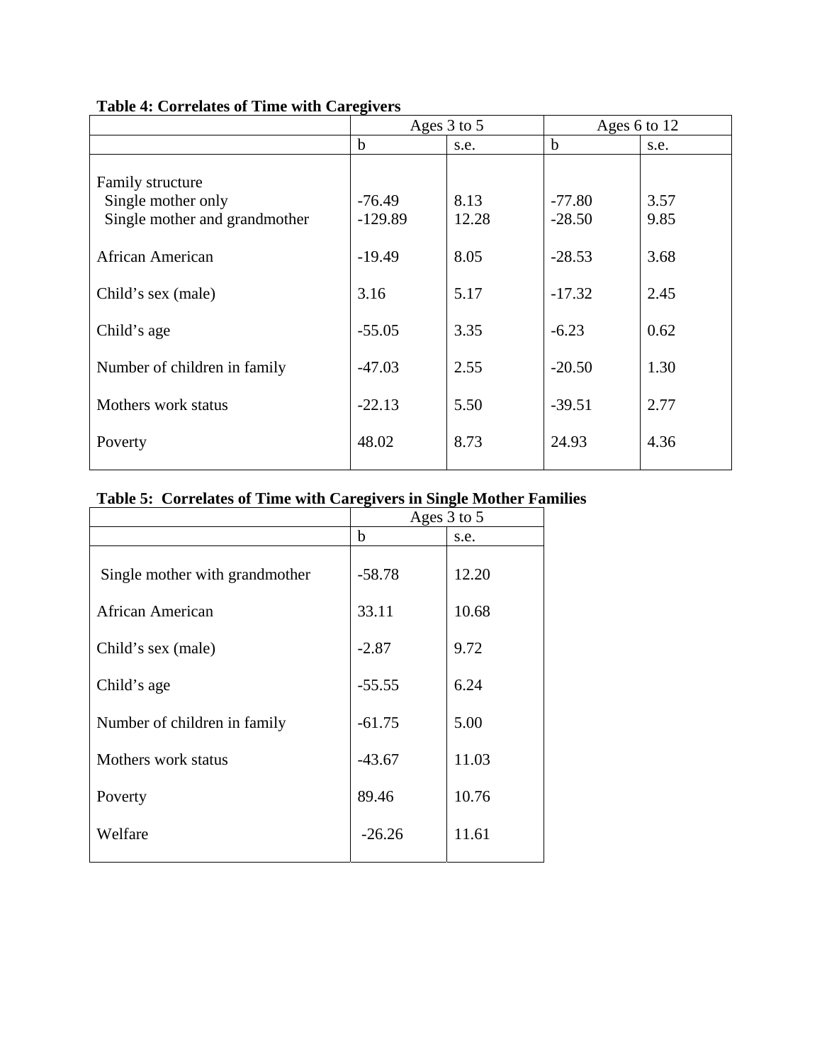**Table 4: Correlates of Time with Caregivers**

| | Ages 3 to 5 | | Ages 6 to 12 | |
|---|---|---|---|---|
| | b | s.e. | b | s.e. |
| Family structure | | | | |
| Single mother only | -76.49 | 8.13 | -77.80 | 3.57 |
| Single mother and grandmother | -129.89 | 12.28 | -28.50 | 9.85 |
| African American | -19.49 | 8.05 | -28.53 | 3.68 |
| Child's sex (male) | 3.16 | 5.17 | -17.32 | 2.45 |
| Child's age | -55.05 | 3.35 | -6.23 | 0.62 |
| Number of children in family | -47.03 | 2.55 | -20.50 | 1.30 |
| Mothers work status | -22.13 | 5.50 | -39.51 | 2.77 |
| Poverty | 48.02 | 8.73 | 24.93 | 4.36 |

**Table 5: Correlates of Time with Caregivers in Single Mother Families**

| | Ages 3 to 5 | |
|---|---|---|
| | b | s.e. |
| Single mother with grandmother | -58.78 | 12.20 |
| African American | 33.11 | 10.68 |
| Child's sex (male) | -2.87 | 9.72 |
| Child's age | -55.55 | 6.24 |
| Number of children in family | -61.75 | 5.00 |
| Mothers work status | -43.67 | 11.03 |
| Poverty | 89.46 | 10.76 |
| Welfare | -26.26 | 11.61 |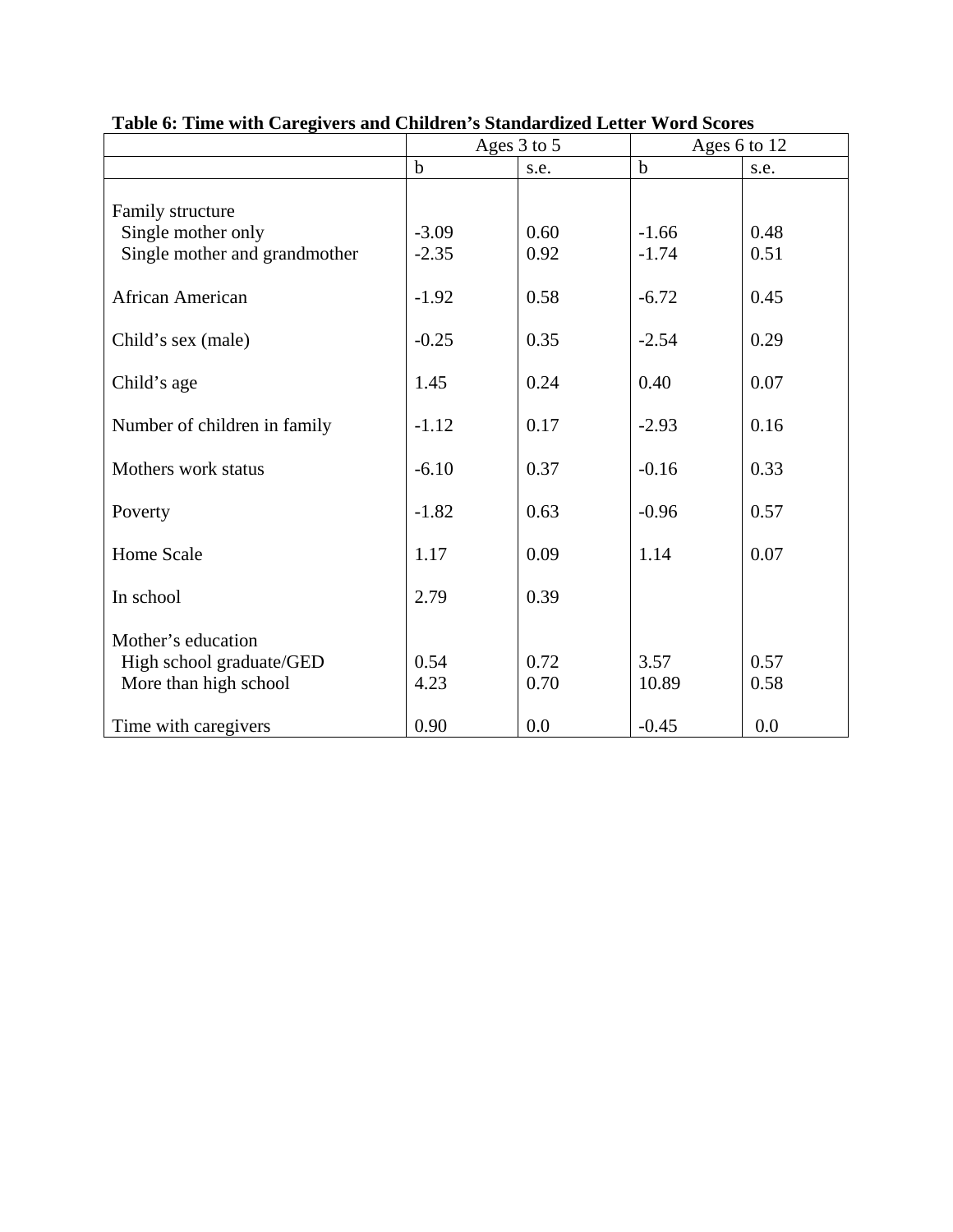**Table 6: Time with Caregivers and Children's Standardized Letter Word Scores**

| | Ages 3 to 5 | | Ages 6 to 12 | |
|---|---|---|---|---|
| | b | s.e. | b | s.e. |
| Family structure | | | | |
| Single mother only | -3.09 | 0.60 | -1.66 | 0.48 |
| Single mother and grandmother | -2.35 | 0.92 | -1.74 | 0.51 |
| African American | -1.92 | 0.58 | -6.72 | 0.45 |
| Child's sex (male) | -0.25 | 0.35 | -2.54 | 0.29 |
| Child's age | 1.45 | 0.24 | 0.40 | 0.07 |
| Number of children in family | -1.12 | 0.17 | -2.93 | 0.16 |
| Mothers work status | -6.10 | 0.37 | -0.16 | 0.33 |
| Poverty | -1.82 | 0.63 | -0.96 | 0.57 |
| Home Scale | 1.17 | 0.09 | 1.14 | 0.07 |
| In school | 2.79 | 0.39 | | |
| Mother's education | | | | |
| High school graduate/GED | 0.54 | 0.72 | 3.57 | 0.57 |
| More than high school | 4.23 | 0.70 | 10.89 | 0.58 |
| Time with caregivers | 0.90 | 0.0 | -0.45 | 0.0 |